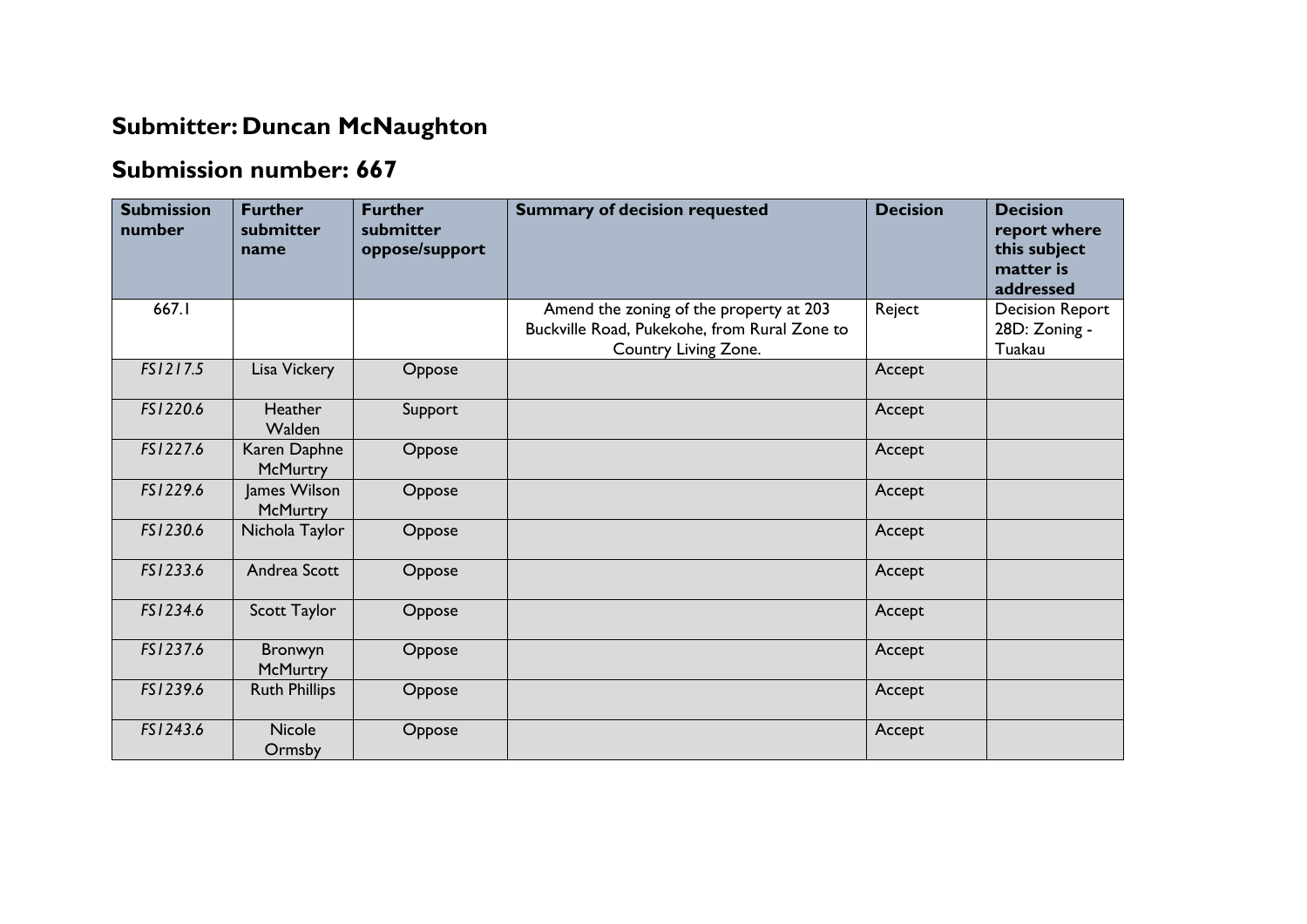# Submitter: Duncan McNaughton

# Submission number: 667

| Submission number | Further submitter name | Further submitter oppose/support | Summary of decision requested | Decision | Decision report where this subject matter is addressed |
|---|---|---|---|---|---|
| 667.1 | | | Amend the zoning of the property at 203 Buckville Road, Pukekohe, from Rural Zone to Country Living Zone. | Reject | Decision Report 28D: Zoning - Tuakau |
| *FS1217.5* | Lisa Vickery | Oppose | | Accept | |
| *FS1220.6* | Heather Walden | Support | | Accept | |
| *FS1227.6* | Karen Daphne McMurtry | Oppose | | Accept | |
| *FS1229.6* | James Wilson McMurtry | Oppose | | Accept | |
| *FS1230.6* | Nichola Taylor | Oppose | | Accept | |
| *FS1233.6* | Andrea Scott | Oppose | | Accept | |
| *FS1234.6* | Scott Taylor | Oppose | | Accept | |
| *FS1237.6* | Bronwyn McMurtry | Oppose | | Accept | |
| *FS1239.6* | Ruth Phillips | Oppose | | Accept | |
| *FS1243.6* | Nicole Ormsby | Oppose | | Accept | |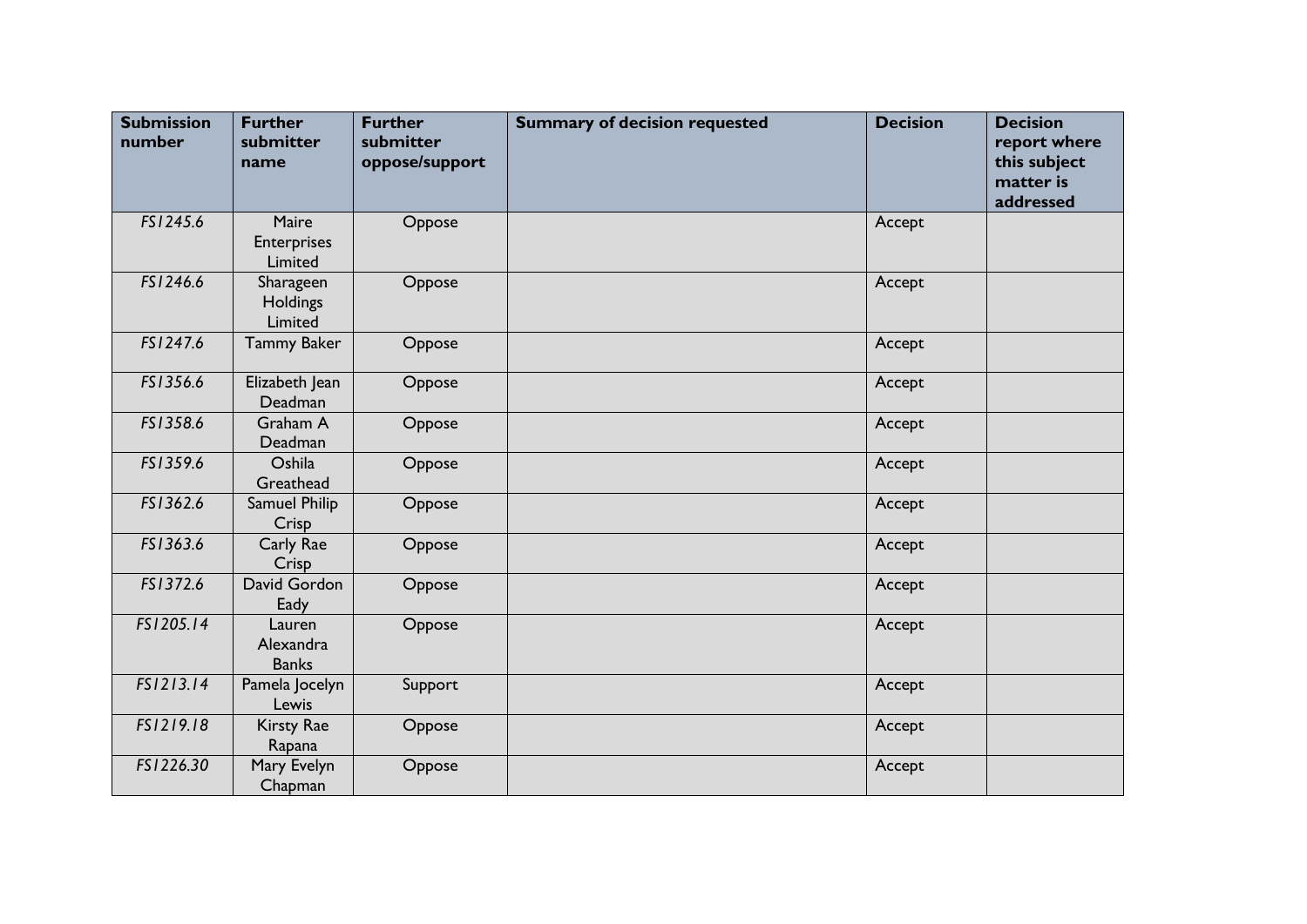| Submission number | Further submitter name | Further submitter oppose/support | Summary of decision requested | Decision | Decision report where this subject matter is addressed |
| --- | --- | --- | --- | --- | --- |
| *FS1245.6* | Maire Enterprises Limited | Oppose | | Accept | |
| *FS1246.6* | Sharageen Holdings Limited | Oppose | | Accept | |
| *FS1247.6* | Tammy Baker | Oppose | | Accept | |
| *FS1356.6* | Elizabeth Jean Deadman | Oppose | | Accept | |
| *FS1358.6* | Graham A Deadman | Oppose | | Accept | |
| *FS1359.6* | Oshila Greathead | Oppose | | Accept | |
| *FS1362.6* | Samuel Philip Crisp | Oppose | | Accept | |
| *FS1363.6* | Carly Rae Crisp | Oppose | | Accept | |
| *FS1372.6* | David Gordon Eady | Oppose | | Accept | |
| *FS1205.14* | Lauren Alexandra Banks | Oppose | | Accept | |
| *FS1213.14* | Pamela Jocelyn Lewis | Support | | Accept | |
| *FS1219.18* | Kirsty Rae Rapana | Oppose | | Accept | |
| *FS1226.30* | Mary Evelyn Chapman | Oppose | | Accept | |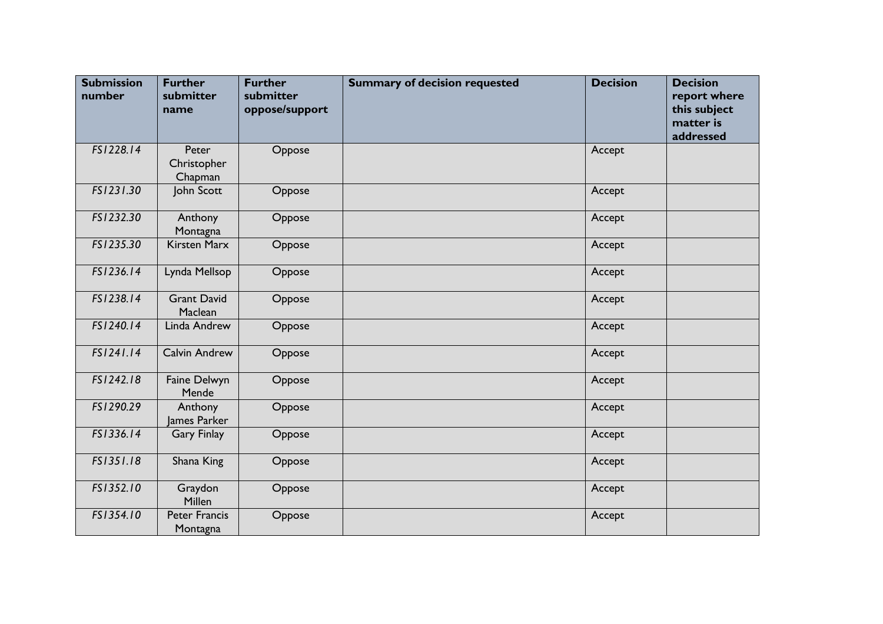| Submission number | Further submitter name | Further submitter oppose/support | Summary of decision requested | Decision | Decision report where this subject matter is addressed |
|---|---|---|---|---|---|
| *FS1228.14* | Peter Christopher Chapman | Oppose | | Accept | |
| *FS1231.30* | John Scott | Oppose | | Accept | |
| *FS1232.30* | Anthony Montagna | Oppose | | Accept | |
| *FS1235.30* | Kirsten Marx | Oppose | | Accept | |
| *FS1236.14* | Lynda Mellsop | Oppose | | Accept | |
| *FS1238.14* | Grant David Maclean | Oppose | | Accept | |
| *FS1240.14* | Linda Andrew | Oppose | | Accept | |
| *FS1241.14* | Calvin Andrew | Oppose | | Accept | |
| *FS1242.18* | Faine Delwyn Mende | Oppose | | Accept | |
| *FS1290.29* | Anthony James Parker | Oppose | | Accept | |
| *FS1336.14* | Gary Finlay | Oppose | | Accept | |
| *FS1351.18* | Shana King | Oppose | | Accept | |
| *FS1352.10* | Graydon Millen | Oppose | | Accept | |
| *FS1354.10* | Peter Francis Montagna | Oppose | | Accept | |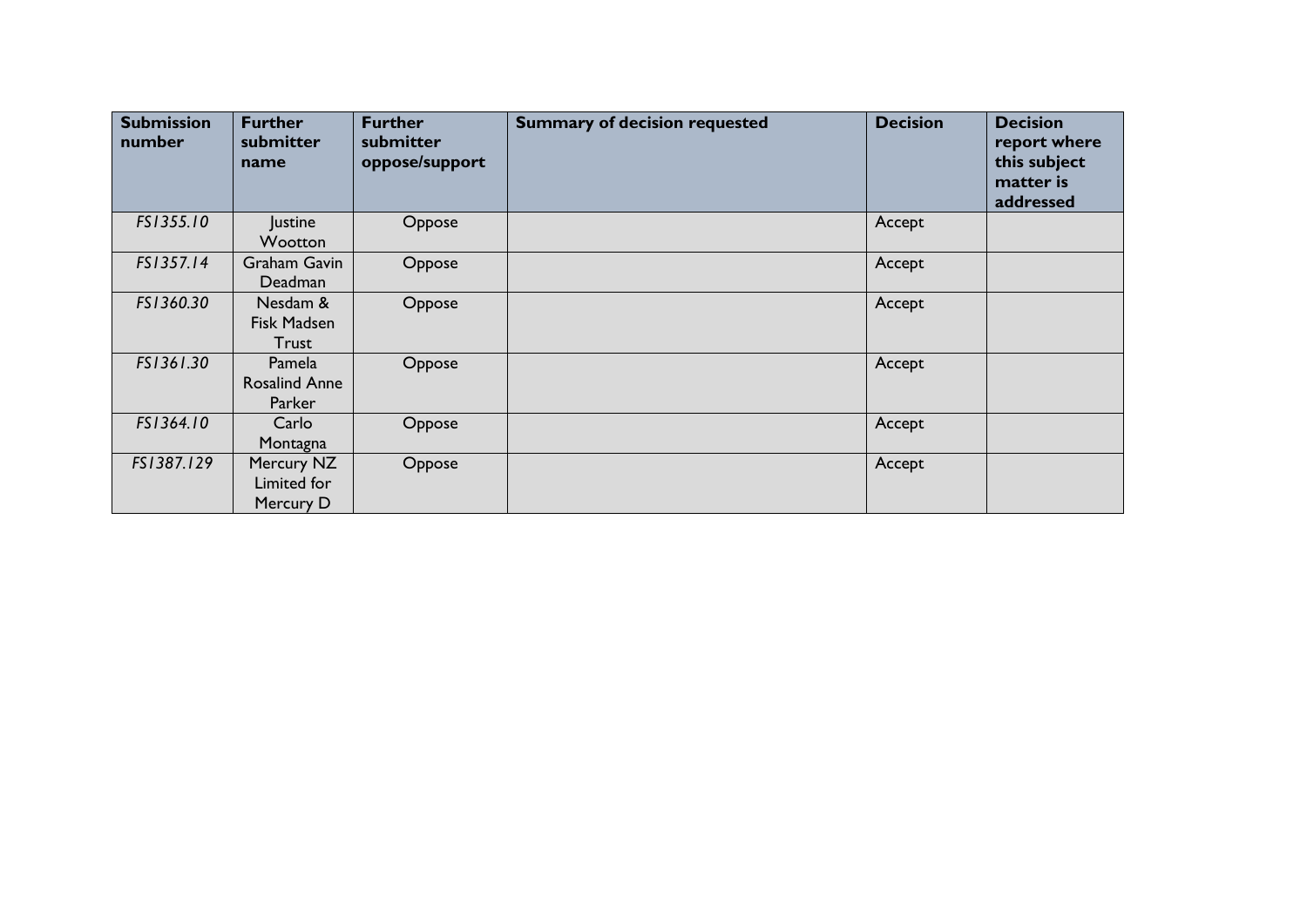| Submission number | Further submitter name | Further submitter oppose/support | Summary of decision requested | Decision | Decision report where this subject matter is addressed |
|---|---|---|---|---|---|
| *FS1355.10* | Justine Wootton | Oppose | | Accept | |
| *FS1357.14* | Graham Gavin Deadman | Oppose | | Accept | |
| *FS1360.30* | Nesdam & Fisk Madsen Trust | Oppose | | Accept | |
| *FS1361.30* | Pamela Rosalind Anne Parker | Oppose | | Accept | |
| *FS1364.10* | Carlo Montagna | Oppose | | Accept | |
| *FS1387.129* | Mercury NZ Limited for Mercury D | Oppose | | Accept | |